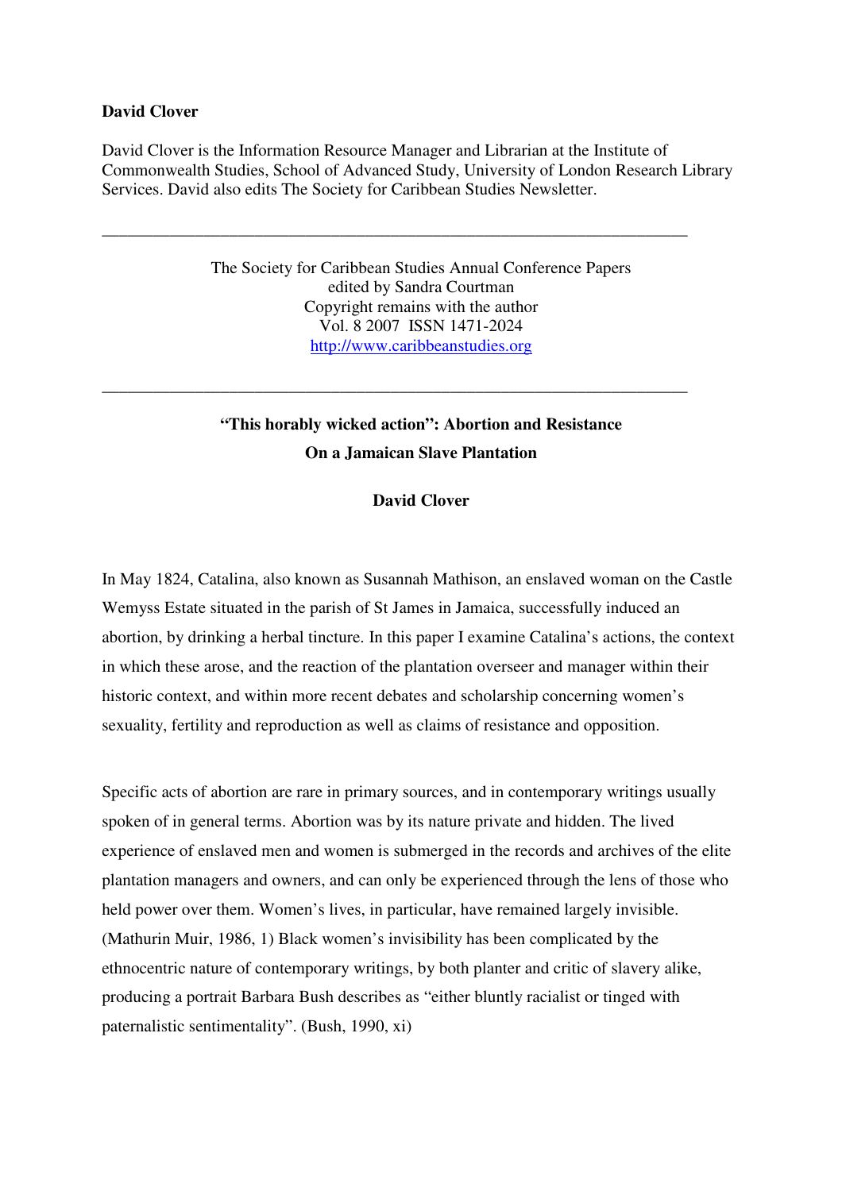**David Clover**

David Clover is the Information Resource Manager and Librarian at the Institute of Commonwealth Studies, School of Advanced Study, University of London Research Library Services. David also edits The Society for Caribbean Studies Newsletter.

---

The Society for Caribbean Studies Annual Conference Papers
edited by Sandra Courtman
Copyright remains with the author
Vol. 8 2007 ISSN 1471-2024
http://www.caribbeanstudies.org

---

# "This horably wicked action": Abortion and Resistance On a Jamaican Slave Plantation

**David Clover**

In May 1824, Catalina, also known as Susannah Mathison, an enslaved woman on the Castle Wemyss Estate situated in the parish of St James in Jamaica, successfully induced an abortion, by drinking a herbal tincture. In this paper I examine Catalina's actions, the context in which these arose, and the reaction of the plantation overseer and manager within their historic context, and within more recent debates and scholarship concerning women's sexuality, fertility and reproduction as well as claims of resistance and opposition.

Specific acts of abortion are rare in primary sources, and in contemporary writings usually spoken of in general terms. Abortion was by its nature private and hidden. The lived experience of enslaved men and women is submerged in the records and archives of the elite plantation managers and owners, and can only be experienced through the lens of those who held power over them. Women's lives, in particular, have remained largely invisible. (Mathurin Muir, 1986, 1) Black women's invisibility has been complicated by the ethnocentric nature of contemporary writings, by both planter and critic of slavery alike, producing a portrait Barbara Bush describes as "either bluntly racialist or tinged with paternalistic sentimentality". (Bush, 1990, xi)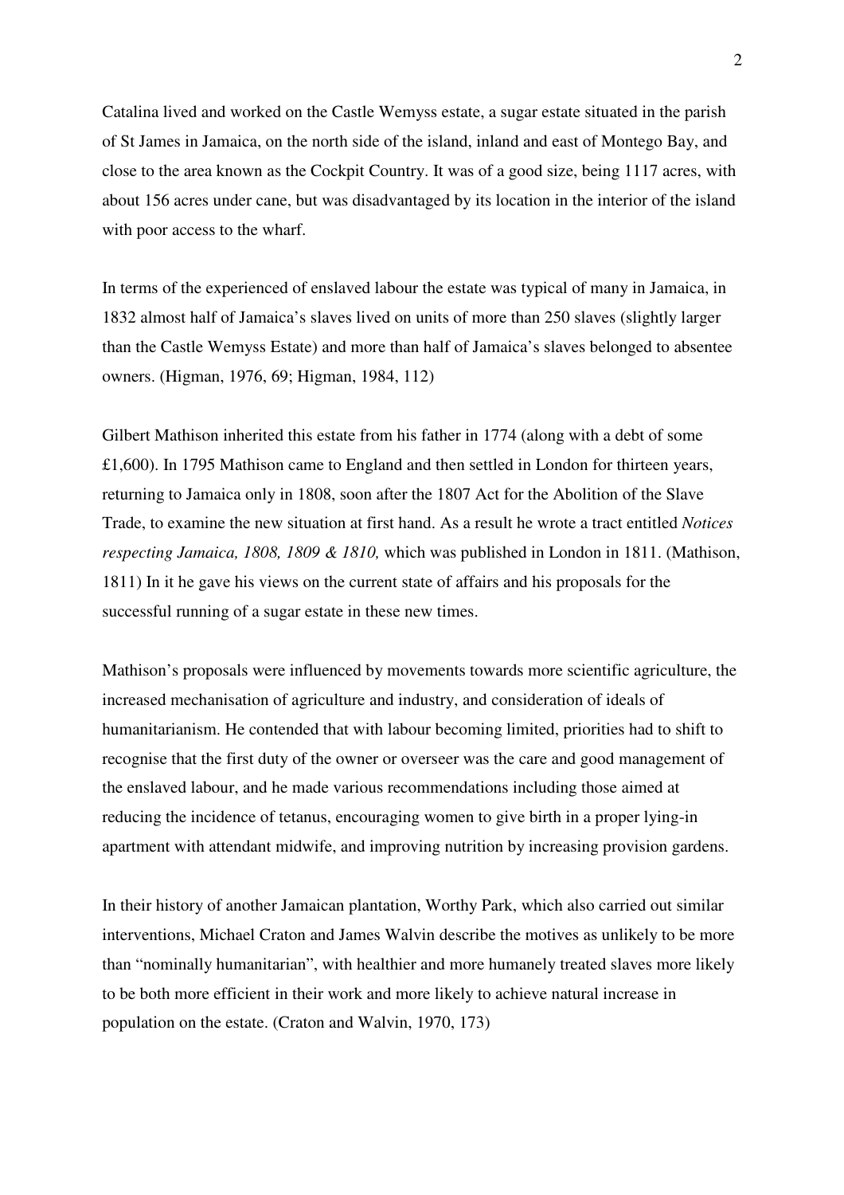Catalina lived and worked on the Castle Wemyss estate, a sugar estate situated in the parish of St James in Jamaica, on the north side of the island, inland and east of Montego Bay, and close to the area known as the Cockpit Country. It was of a good size, being 1117 acres, with about 156 acres under cane, but was disadvantaged by its location in the interior of the island with poor access to the wharf.

In terms of the experienced of enslaved labour the estate was typical of many in Jamaica, in 1832 almost half of Jamaica's slaves lived on units of more than 250 slaves (slightly larger than the Castle Wemyss Estate) and more than half of Jamaica's slaves belonged to absentee owners. (Higman, 1976, 69; Higman, 1984, 112)

Gilbert Mathison inherited this estate from his father in 1774 (along with a debt of some £1,600). In 1795 Mathison came to England and then settled in London for thirteen years, returning to Jamaica only in 1808, soon after the 1807 Act for the Abolition of the Slave Trade, to examine the new situation at first hand. As a result he wrote a tract entitled *Notices respecting Jamaica, 1808, 1809 & 1810,* which was published in London in 1811. (Mathison, 1811) In it he gave his views on the current state of affairs and his proposals for the successful running of a sugar estate in these new times.

Mathison's proposals were influenced by movements towards more scientific agriculture, the increased mechanisation of agriculture and industry, and consideration of ideals of humanitarianism. He contended that with labour becoming limited, priorities had to shift to recognise that the first duty of the owner or overseer was the care and good management of the enslaved labour, and he made various recommendations including those aimed at reducing the incidence of tetanus, encouraging women to give birth in a proper lying-in apartment with attendant midwife, and improving nutrition by increasing provision gardens.

In their history of another Jamaican plantation, Worthy Park, which also carried out similar interventions, Michael Craton and James Walvin describe the motives as unlikely to be more than "nominally humanitarian", with healthier and more humanely treated slaves more likely to be both more efficient in their work and more likely to achieve natural increase in population on the estate. (Craton and Walvin, 1970, 173)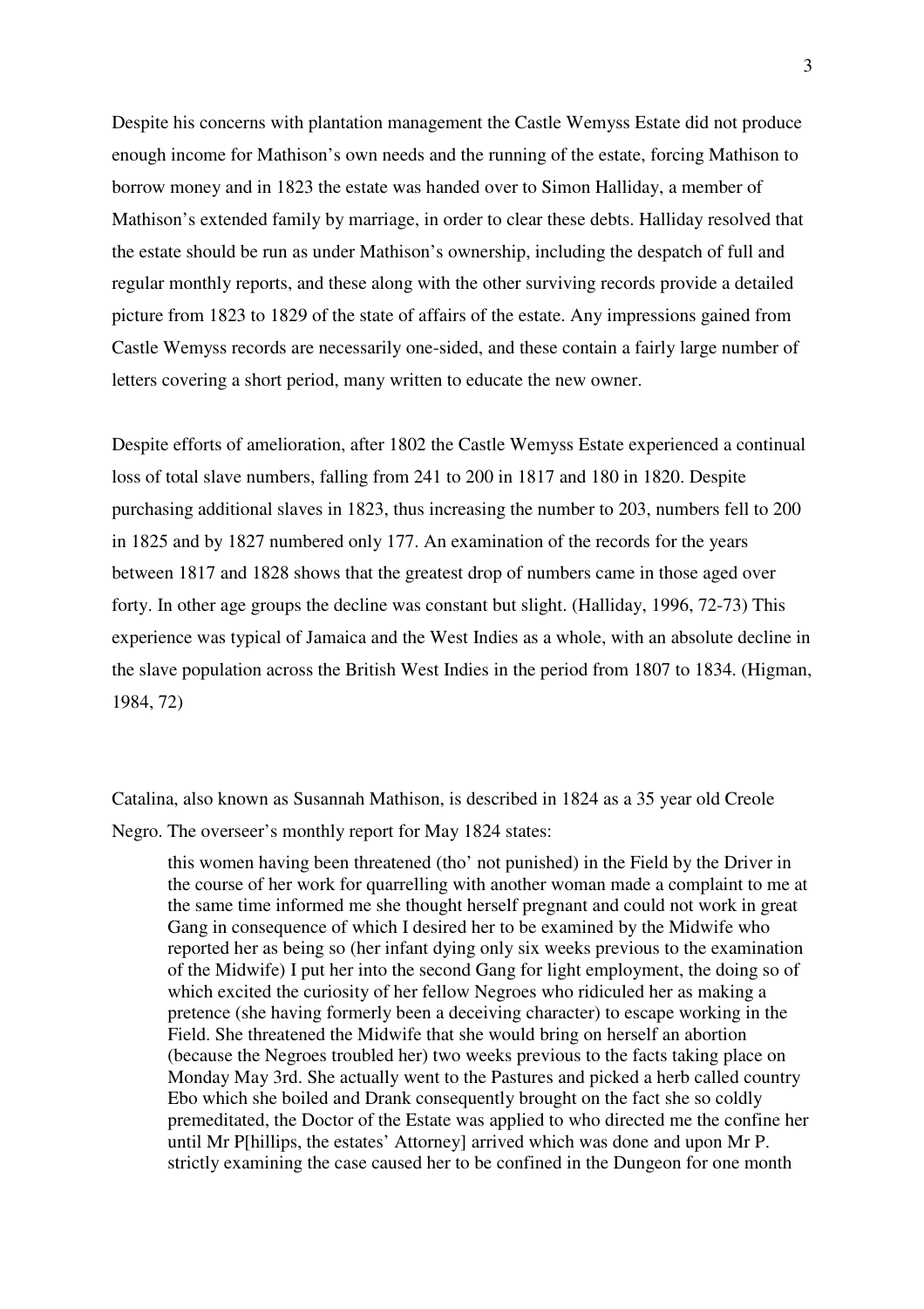Despite his concerns with plantation management the Castle Wemyss Estate did not produce enough income for Mathison's own needs and the running of the estate, forcing Mathison to borrow money and in 1823 the estate was handed over to Simon Halliday, a member of Mathison's extended family by marriage, in order to clear these debts. Halliday resolved that the estate should be run as under Mathison's ownership, including the despatch of full and regular monthly reports, and these along with the other surviving records provide a detailed picture from 1823 to 1829 of the state of affairs of the estate. Any impressions gained from Castle Wemyss records are necessarily one-sided, and these contain a fairly large number of letters covering a short period, many written to educate the new owner.

Despite efforts of amelioration, after 1802 the Castle Wemyss Estate experienced a continual loss of total slave numbers, falling from 241 to 200 in 1817 and 180 in 1820. Despite purchasing additional slaves in 1823, thus increasing the number to 203, numbers fell to 200 in 1825 and by 1827 numbered only 177. An examination of the records for the years between 1817 and 1828 shows that the greatest drop of numbers came in those aged over forty. In other age groups the decline was constant but slight. (Halliday, 1996, 72-73) This experience was typical of Jamaica and the West Indies as a whole, with an absolute decline in the slave population across the British West Indies in the period from 1807 to 1834. (Higman, 1984, 72)

Catalina, also known as Susannah Mathison, is described in 1824 as a 35 year old Creole Negro. The overseer's monthly report for May 1824 states:

> this women having been threatened (tho' not punished) in the Field by the Driver in the course of her work for quarrelling with another woman made a complaint to me at the same time informed me she thought herself pregnant and could not work in great Gang in consequence of which I desired her to be examined by the Midwife who reported her as being so (her infant dying only six weeks previous to the examination of the Midwife) I put her into the second Gang for light employment, the doing so of which excited the curiosity of her fellow Negroes who ridiculed her as making a pretence (she having formerly been a deceiving character) to escape working in the Field. She threatened the Midwife that she would bring on herself an abortion (because the Negroes troubled her) two weeks previous to the facts taking place on Monday May 3rd. She actually went to the Pastures and picked a herb called country Ebo which she boiled and Drank consequently brought on the fact she so coldly premeditated, the Doctor of the Estate was applied to who directed me the confine her until Mr P[hillips, the estates' Attorney] arrived which was done and upon Mr P. strictly examining the case caused her to be confined in the Dungeon for one month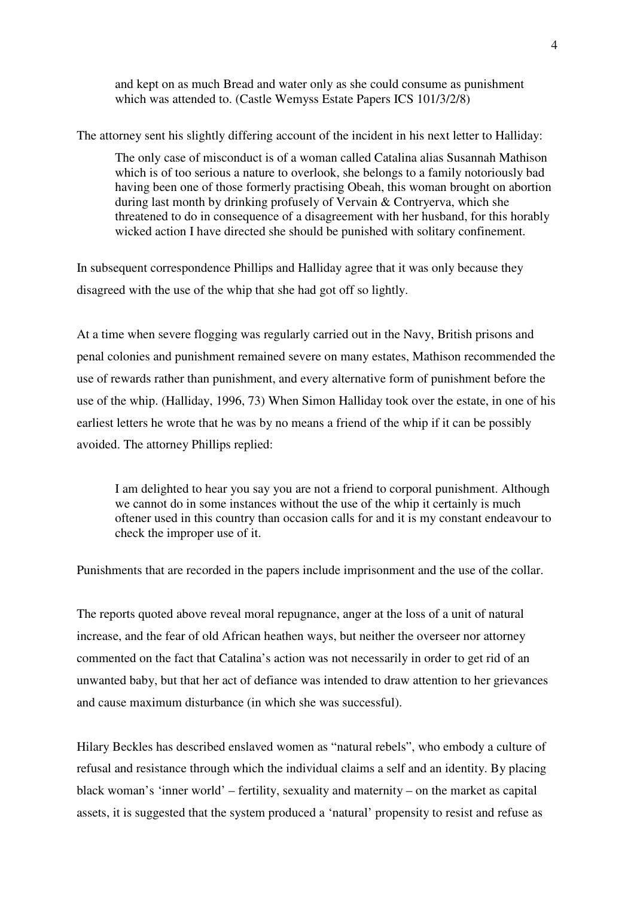> and kept on as much Bread and water only as she could consume as punishment which was attended to. (Castle Wemyss Estate Papers ICS 101/3/2/8)

The attorney sent his slightly differing account of the incident in his next letter to Halliday:

> The only case of misconduct is of a woman called Catalina alias Susannah Mathison which is of too serious a nature to overlook, she belongs to a family notoriously bad having been one of those formerly practising Obeah, this woman brought on abortion during last month by drinking profusely of Vervain & Contryerva, which she threatened to do in consequence of a disagreement with her husband, for this horably wicked action I have directed she should be punished with solitary confinement.

In subsequent correspondence Phillips and Halliday agree that it was only because they disagreed with the use of the whip that she had got off so lightly.

At a time when severe flogging was regularly carried out in the Navy, British prisons and penal colonies and punishment remained severe on many estates, Mathison recommended the use of rewards rather than punishment, and every alternative form of punishment before the use of the whip. (Halliday, 1996, 73) When Simon Halliday took over the estate, in one of his earliest letters he wrote that he was by no means a friend of the whip if it can be possibly avoided. The attorney Phillips replied:

> I am delighted to hear you say you are not a friend to corporal punishment. Although we cannot do in some instances without the use of the whip it certainly is much oftener used in this country than occasion calls for and it is my constant endeavour to check the improper use of it.

Punishments that are recorded in the papers include imprisonment and the use of the collar.

The reports quoted above reveal moral repugnance, anger at the loss of a unit of natural increase, and the fear of old African heathen ways, but neither the overseer nor attorney commented on the fact that Catalina's action was not necessarily in order to get rid of an unwanted baby, but that her act of defiance was intended to draw attention to her grievances and cause maximum disturbance (in which she was successful).

Hilary Beckles has described enslaved women as "natural rebels", who embody a culture of refusal and resistance through which the individual claims a self and an identity. By placing black woman's 'inner world' – fertility, sexuality and maternity – on the market as capital assets, it is suggested that the system produced a 'natural' propensity to resist and refuse as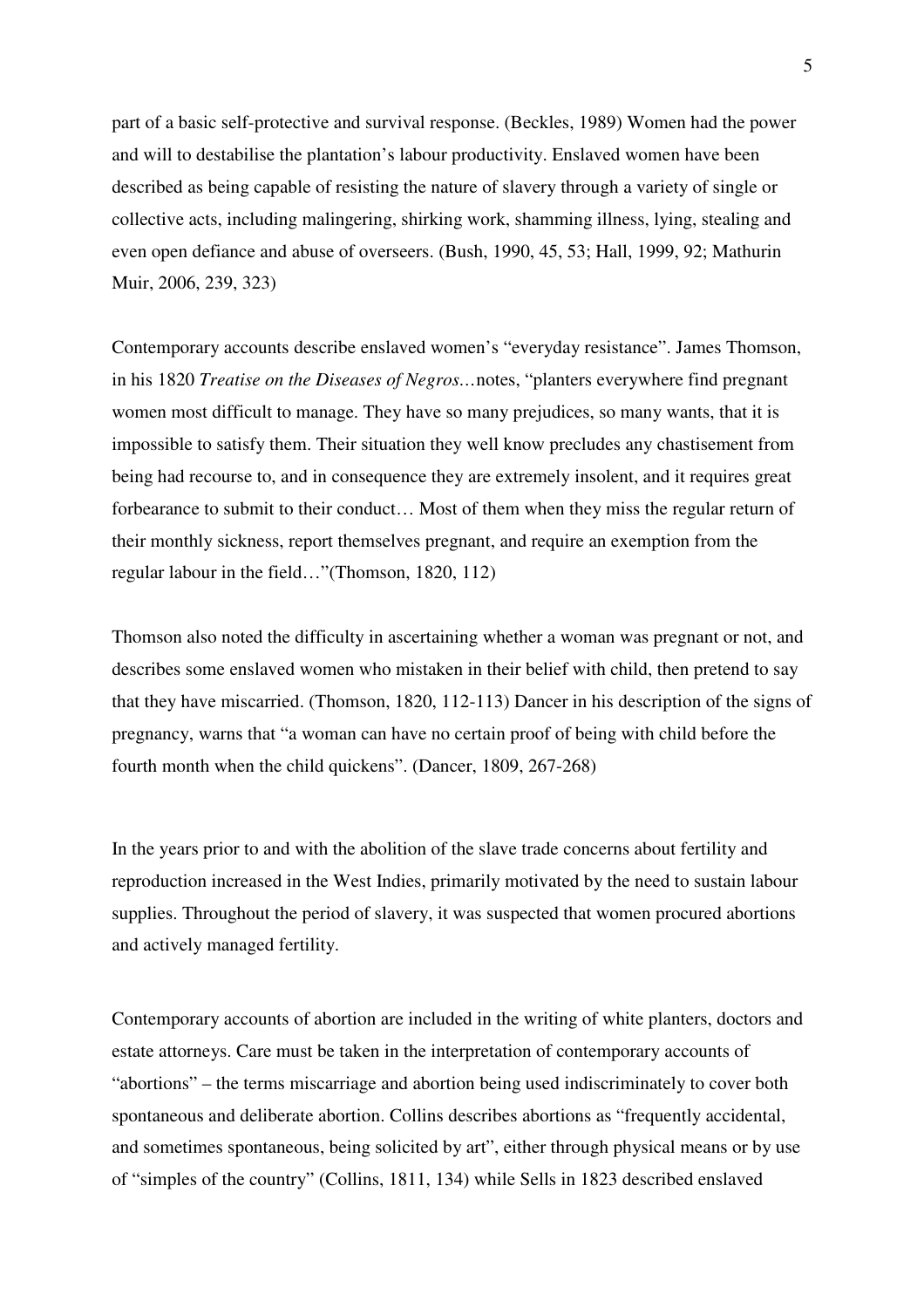part of a basic self-protective and survival response. (Beckles, 1989) Women had the power and will to destabilise the plantation's labour productivity. Enslaved women have been described as being capable of resisting the nature of slavery through a variety of single or collective acts, including malingering, shirking work, shamming illness, lying, stealing and even open defiance and abuse of overseers. (Bush, 1990, 45, 53; Hall, 1999, 92; Mathurin Muir, 2006, 239, 323)

Contemporary accounts describe enslaved women's "everyday resistance". James Thomson, in his 1820 *Treatise on the Diseases of Negros…*notes, "planters everywhere find pregnant women most difficult to manage. They have so many prejudices, so many wants, that it is impossible to satisfy them. Their situation they well know precludes any chastisement from being had recourse to, and in consequence they are extremely insolent, and it requires great forbearance to submit to their conduct… Most of them when they miss the regular return of their monthly sickness, report themselves pregnant, and require an exemption from the regular labour in the field…"(Thomson, 1820, 112)

Thomson also noted the difficulty in ascertaining whether a woman was pregnant or not, and describes some enslaved women who mistaken in their belief with child, then pretend to say that they have miscarried. (Thomson, 1820, 112-113) Dancer in his description of the signs of pregnancy, warns that "a woman can have no certain proof of being with child before the fourth month when the child quickens". (Dancer, 1809, 267-268)

In the years prior to and with the abolition of the slave trade concerns about fertility and reproduction increased in the West Indies, primarily motivated by the need to sustain labour supplies. Throughout the period of slavery, it was suspected that women procured abortions and actively managed fertility.

Contemporary accounts of abortion are included in the writing of white planters, doctors and estate attorneys. Care must be taken in the interpretation of contemporary accounts of "abortions" – the terms miscarriage and abortion being used indiscriminately to cover both spontaneous and deliberate abortion. Collins describes abortions as "frequently accidental, and sometimes spontaneous, being solicited by art", either through physical means or by use of "simples of the country" (Collins, 1811, 134) while Sells in 1823 described enslaved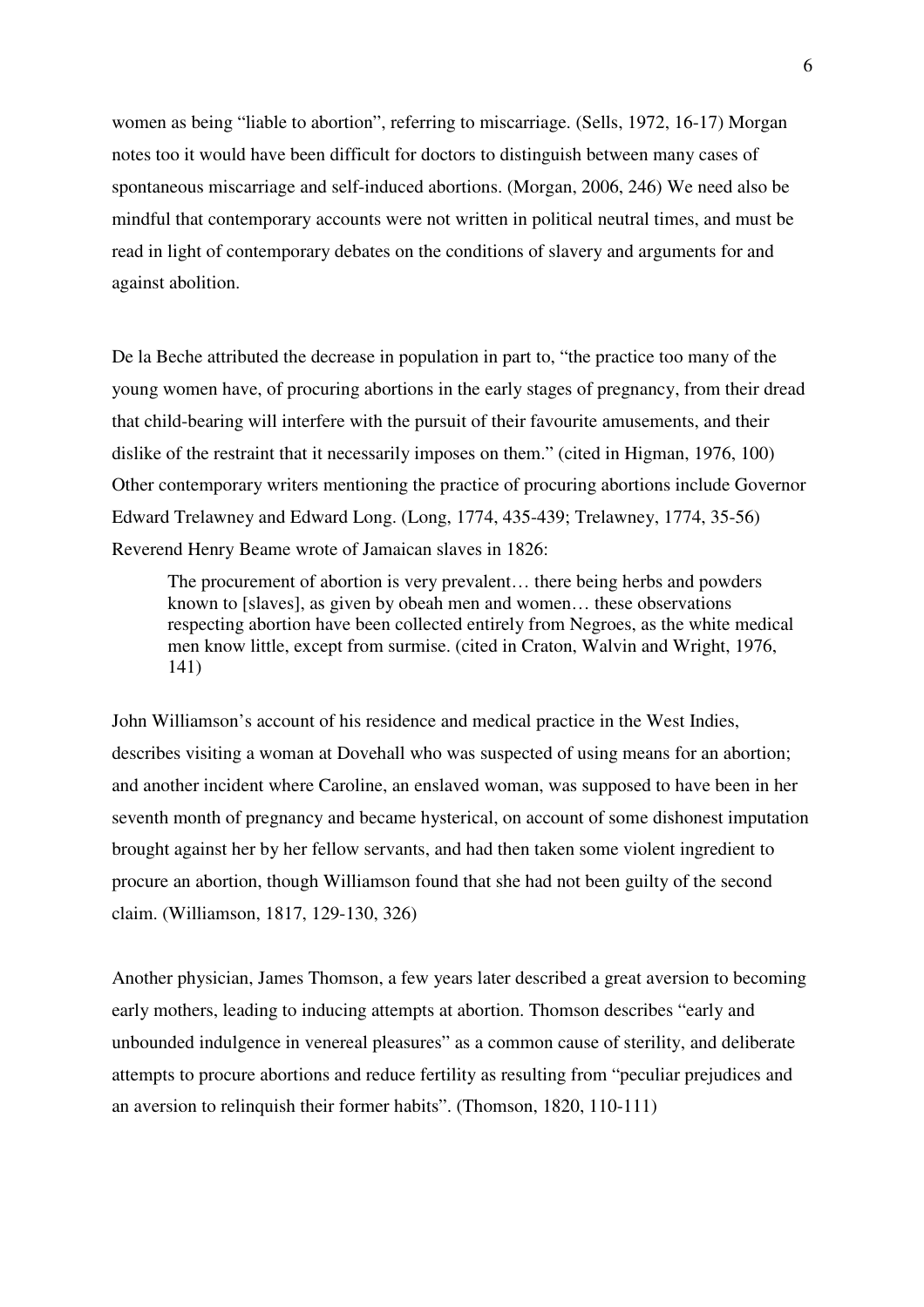women as being "liable to abortion", referring to miscarriage. (Sells, 1972, 16-17) Morgan notes too it would have been difficult for doctors to distinguish between many cases of spontaneous miscarriage and self-induced abortions. (Morgan, 2006, 246) We need also be mindful that contemporary accounts were not written in political neutral times, and must be read in light of contemporary debates on the conditions of slavery and arguments for and against abolition.

De la Beche attributed the decrease in population in part to, "the practice too many of the young women have, of procuring abortions in the early stages of pregnancy, from their dread that child-bearing will interfere with the pursuit of their favourite amusements, and their dislike of the restraint that it necessarily imposes on them." (cited in Higman, 1976, 100) Other contemporary writers mentioning the practice of procuring abortions include Governor Edward Trelawney and Edward Long. (Long, 1774, 435-439; Trelawney, 1774, 35-56) Reverend Henry Beame wrote of Jamaican slaves in 1826:

> The procurement of abortion is very prevalent… there being herbs and powders known to [slaves], as given by obeah men and women… these observations respecting abortion have been collected entirely from Negroes, as the white medical men know little, except from surmise. (cited in Craton, Walvin and Wright, 1976, 141)

John Williamson's account of his residence and medical practice in the West Indies, describes visiting a woman at Dovehall who was suspected of using means for an abortion; and another incident where Caroline, an enslaved woman, was supposed to have been in her seventh month of pregnancy and became hysterical, on account of some dishonest imputation brought against her by her fellow servants, and had then taken some violent ingredient to procure an abortion, though Williamson found that she had not been guilty of the second claim. (Williamson, 1817, 129-130, 326)

Another physician, James Thomson, a few years later described a great aversion to becoming early mothers, leading to inducing attempts at abortion. Thomson describes "early and unbounded indulgence in venereal pleasures" as a common cause of sterility, and deliberate attempts to procure abortions and reduce fertility as resulting from "peculiar prejudices and an aversion to relinquish their former habits". (Thomson, 1820, 110-111)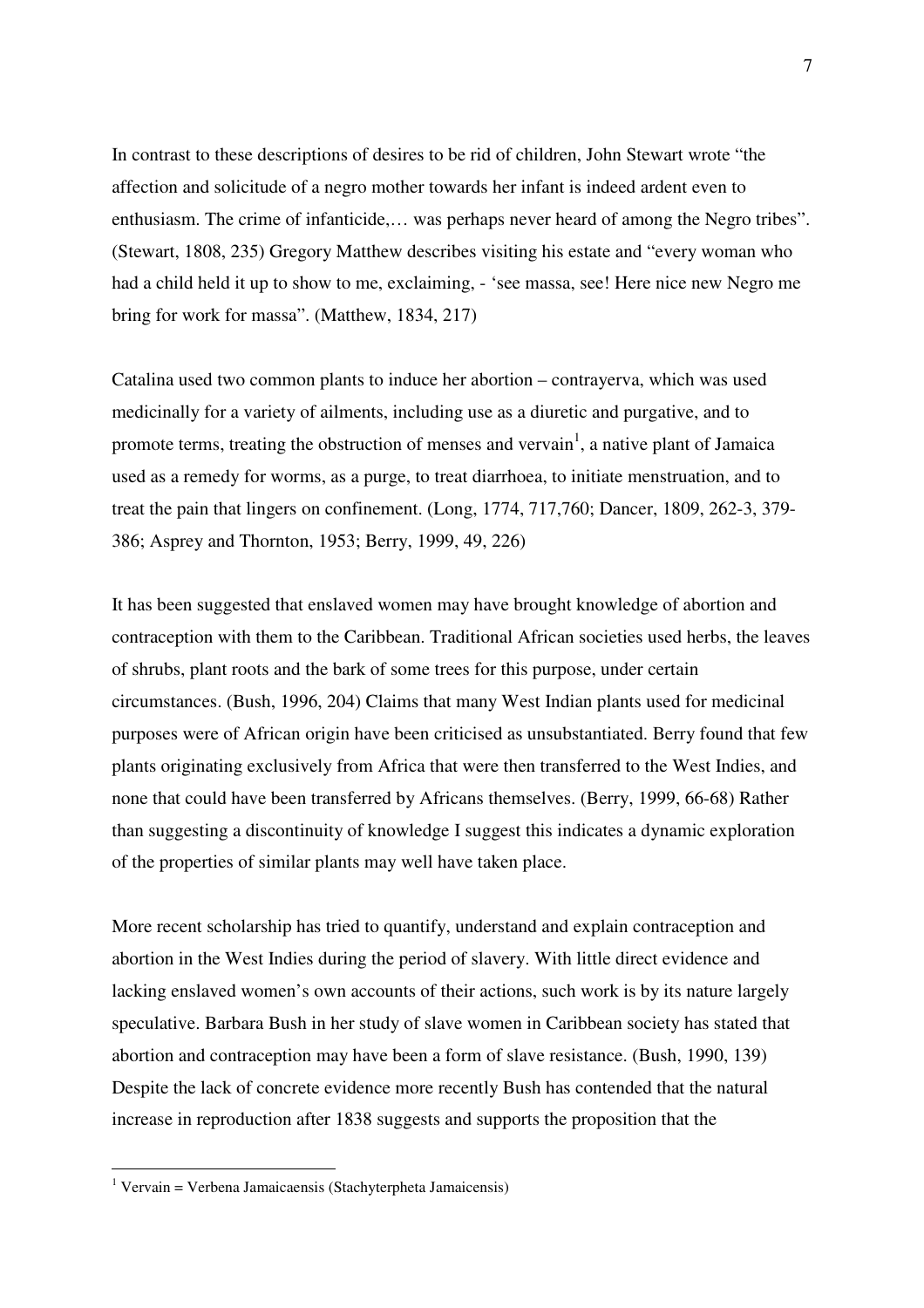In contrast to these descriptions of desires to be rid of children, John Stewart wrote "the affection and solicitude of a negro mother towards her infant is indeed ardent even to enthusiasm. The crime of infanticide,… was perhaps never heard of among the Negro tribes". (Stewart, 1808, 235) Gregory Matthew describes visiting his estate and "every woman who had a child held it up to show to me, exclaiming, - 'see massa, see! Here nice new Negro me bring for work for massa". (Matthew, 1834, 217)

Catalina used two common plants to induce her abortion – contrayerva, which was used medicinally for a variety of ailments, including use as a diuretic and purgative, and to promote terms, treating the obstruction of menses and vervain[1], a native plant of Jamaica used as a remedy for worms, as a purge, to treat diarrhoea, to initiate menstruation, and to treat the pain that lingers on confinement. (Long, 1774, 717,760; Dancer, 1809, 262-3, 379-386; Asprey and Thornton, 1953; Berry, 1999, 49, 226)

It has been suggested that enslaved women may have brought knowledge of abortion and contraception with them to the Caribbean. Traditional African societies used herbs, the leaves of shrubs, plant roots and the bark of some trees for this purpose, under certain circumstances. (Bush, 1996, 204) Claims that many West Indian plants used for medicinal purposes were of African origin have been criticised as unsubstantiated. Berry found that few plants originating exclusively from Africa that were then transferred to the West Indies, and none that could have been transferred by Africans themselves. (Berry, 1999, 66-68) Rather than suggesting a discontinuity of knowledge I suggest this indicates a dynamic exploration of the properties of similar plants may well have taken place.

More recent scholarship has tried to quantify, understand and explain contraception and abortion in the West Indies during the period of slavery. With little direct evidence and lacking enslaved women's own accounts of their actions, such work is by its nature largely speculative. Barbara Bush in her study of slave women in Caribbean society has stated that abortion and contraception may have been a form of slave resistance. (Bush, 1990, 139) Despite the lack of concrete evidence more recently Bush has contended that the natural increase in reproduction after 1838 suggests and supports the proposition that the

[1] Vervain = Verbena Jamaicaensis (Stachyterpheta Jamaicensis)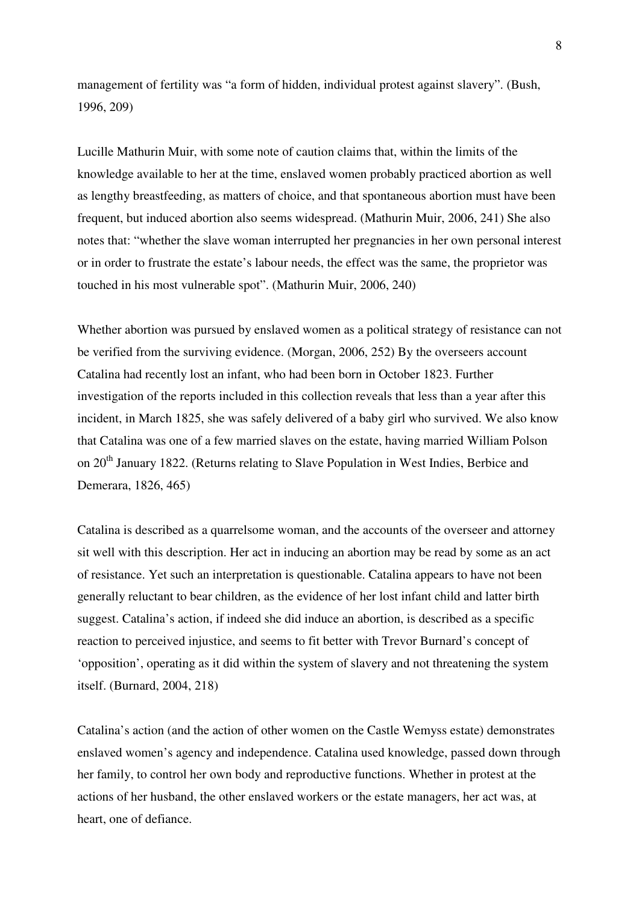management of fertility was "a form of hidden, individual protest against slavery". (Bush, 1996, 209)

Lucille Mathurin Muir, with some note of caution claims that, within the limits of the knowledge available to her at the time, enslaved women probably practiced abortion as well as lengthy breastfeeding, as matters of choice, and that spontaneous abortion must have been frequent, but induced abortion also seems widespread. (Mathurin Muir, 2006, 241) She also notes that: "whether the slave woman interrupted her pregnancies in her own personal interest or in order to frustrate the estate's labour needs, the effect was the same, the proprietor was touched in his most vulnerable spot". (Mathurin Muir, 2006, 240)

Whether abortion was pursued by enslaved women as a political strategy of resistance can not be verified from the surviving evidence. (Morgan, 2006, 252) By the overseers account Catalina had recently lost an infant, who had been born in October 1823. Further investigation of the reports included in this collection reveals that less than a year after this incident, in March 1825, she was safely delivered of a baby girl who survived. We also know that Catalina was one of a few married slaves on the estate, having married William Polson on 20th January 1822. (Returns relating to Slave Population in West Indies, Berbice and Demerara, 1826, 465)

Catalina is described as a quarrelsome woman, and the accounts of the overseer and attorney sit well with this description. Her act in inducing an abortion may be read by some as an act of resistance. Yet such an interpretation is questionable. Catalina appears to have not been generally reluctant to bear children, as the evidence of her lost infant child and latter birth suggest. Catalina's action, if indeed she did induce an abortion, is described as a specific reaction to perceived injustice, and seems to fit better with Trevor Burnard's concept of 'opposition', operating as it did within the system of slavery and not threatening the system itself. (Burnard, 2004, 218)

Catalina's action (and the action of other women on the Castle Wemyss estate) demonstrates enslaved women's agency and independence. Catalina used knowledge, passed down through her family, to control her own body and reproductive functions. Whether in protest at the actions of her husband, the other enslaved workers or the estate managers, her act was, at heart, one of defiance.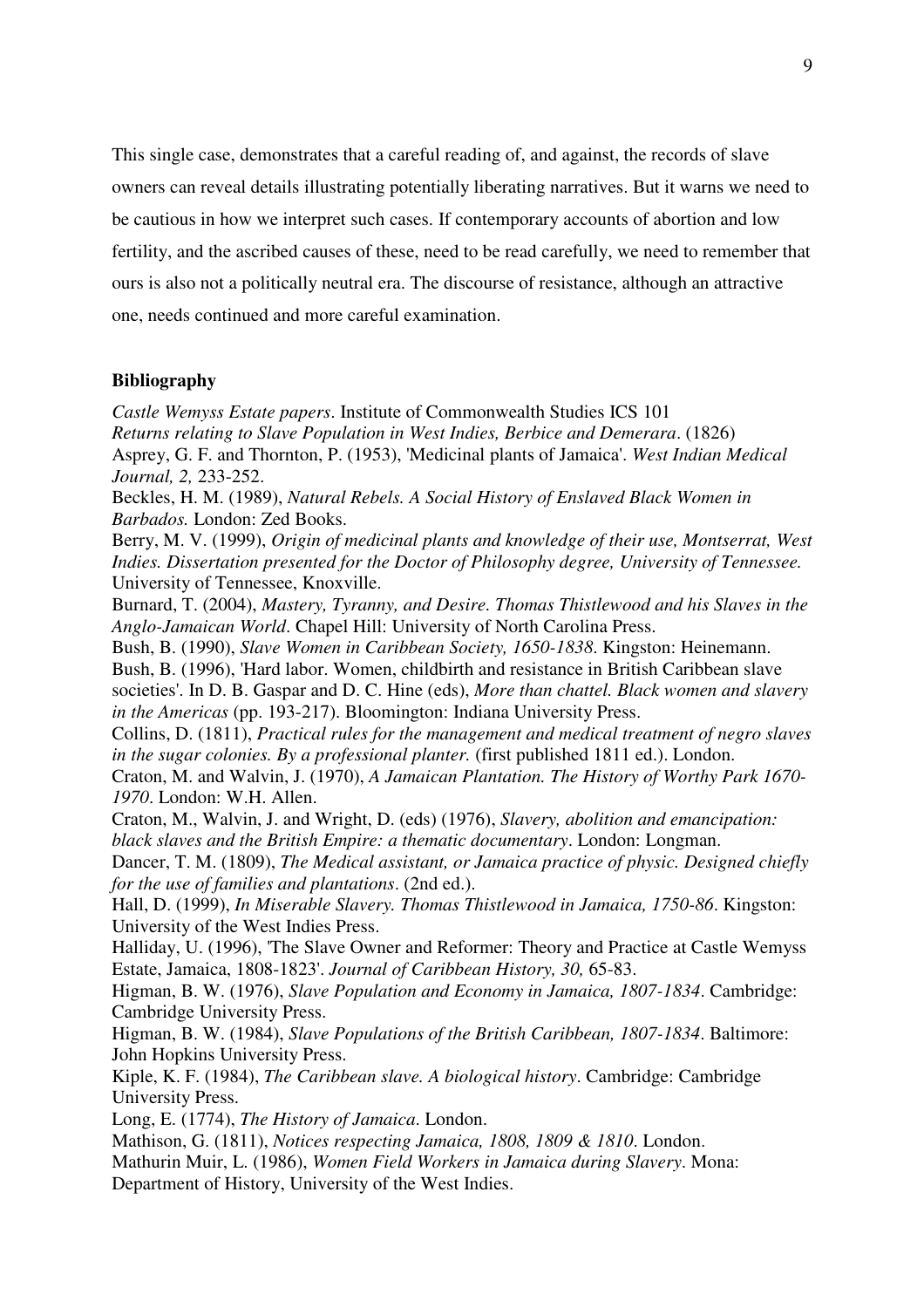This single case, demonstrates that a careful reading of, and against, the records of slave owners can reveal details illustrating potentially liberating narratives. But it warns we need to be cautious in how we interpret such cases. If contemporary accounts of abortion and low fertility, and the ascribed causes of these, need to be read carefully, we need to remember that ours is also not a politically neutral era. The discourse of resistance, although an attractive one, needs continued and more careful examination.

**Bibliography**

*Castle Wemyss Estate papers*. Institute of Commonwealth Studies ICS 101

*Returns relating to Slave Population in West Indies, Berbice and Demerara*. (1826)

Asprey, G. F. and Thornton, P. (1953), 'Medicinal plants of Jamaica'. *West Indian Medical Journal, 2,* 233-252.

Beckles, H. M. (1989), *Natural Rebels. A Social History of Enslaved Black Women in Barbados.* London: Zed Books.

Berry, M. V. (1999), *Origin of medicinal plants and knowledge of their use, Montserrat, West Indies. Dissertation presented for the Doctor of Philosophy degree, University of Tennessee.* University of Tennessee, Knoxville.

Burnard, T. (2004), *Mastery, Tyranny, and Desire. Thomas Thistlewood and his Slaves in the Anglo-Jamaican World*. Chapel Hill: University of North Carolina Press.

Bush, B. (1990), *Slave Women in Caribbean Society, 1650-1838*. Kingston: Heinemann.

Bush, B. (1996), 'Hard labor. Women, childbirth and resistance in British Caribbean slave societies'. In D. B. Gaspar and D. C. Hine (eds), *More than chattel. Black women and slavery in the Americas* (pp. 193-217). Bloomington: Indiana University Press.

Collins, D. (1811), *Practical rules for the management and medical treatment of negro slaves in the sugar colonies. By a professional planter.* (first published 1811 ed.). London.

Craton, M. and Walvin, J. (1970), *A Jamaican Plantation. The History of Worthy Park 1670-1970*. London: W.H. Allen.

Craton, M., Walvin, J. and Wright, D. (eds) (1976), *Slavery, abolition and emancipation: black slaves and the British Empire: a thematic documentary*. London: Longman.

Dancer, T. M. (1809), *The Medical assistant, or Jamaica practice of physic. Designed chiefly for the use of families and plantations*. (2nd ed.).

Hall, D. (1999), *In Miserable Slavery. Thomas Thistlewood in Jamaica, 1750-86*. Kingston: University of the West Indies Press.

Halliday, U. (1996), 'The Slave Owner and Reformer: Theory and Practice at Castle Wemyss Estate, Jamaica, 1808-1823'. *Journal of Caribbean History, 30,* 65-83.

Higman, B. W. (1976), *Slave Population and Economy in Jamaica, 1807-1834*. Cambridge: Cambridge University Press.

Higman, B. W. (1984), *Slave Populations of the British Caribbean, 1807-1834*. Baltimore: John Hopkins University Press.

Kiple, K. F. (1984), *The Caribbean slave. A biological history*. Cambridge: Cambridge University Press.

Long, E. (1774), *The History of Jamaica*. London.

Mathison, G. (1811), *Notices respecting Jamaica, 1808, 1809 & 1810*. London.

Mathurin Muir, L. (1986), *Women Field Workers in Jamaica during Slavery*. Mona: Department of History, University of the West Indies.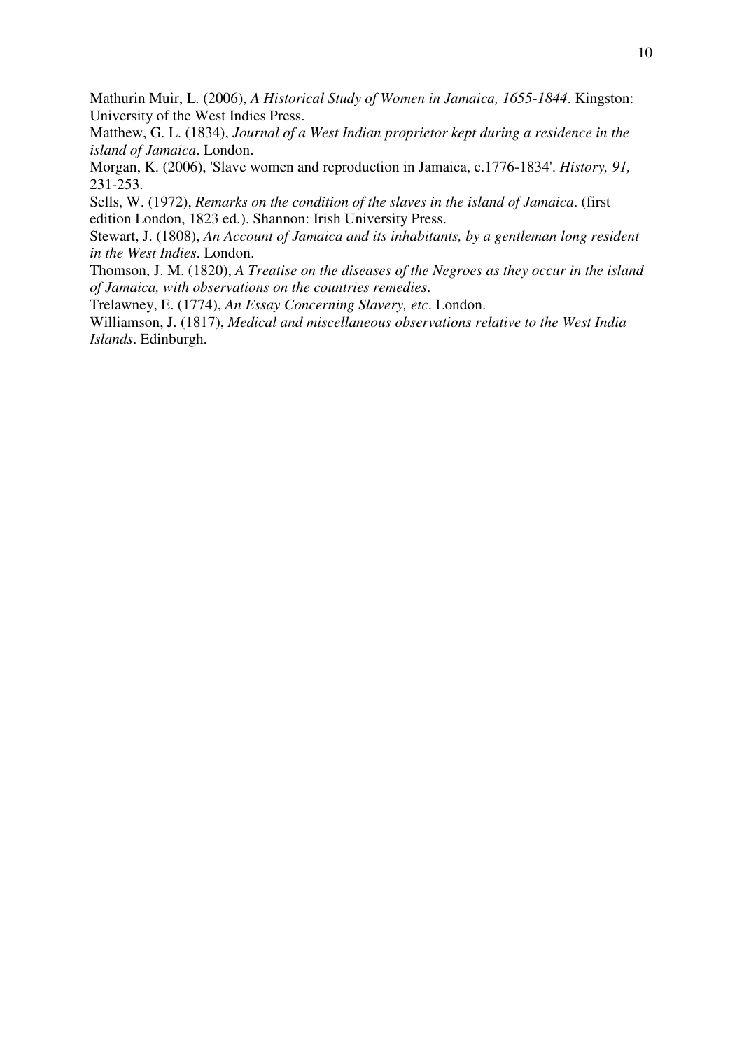Mathurin Muir, L. (2006), *A Historical Study of Women in Jamaica, 1655-1844*. Kingston: University of the West Indies Press.

Matthew, G. L. (1834), *Journal of a West Indian proprietor kept during a residence in the island of Jamaica*. London.

Morgan, K. (2006), 'Slave women and reproduction in Jamaica, c.1776-1834'. *History, 91,* 231-253.

Sells, W. (1972), *Remarks on the condition of the slaves in the island of Jamaica*. (first edition London, 1823 ed.). Shannon: Irish University Press.

Stewart, J. (1808), *An Account of Jamaica and its inhabitants, by a gentleman long resident in the West Indies*. London.

Thomson, J. M. (1820), *A Treatise on the diseases of the Negroes as they occur in the island of Jamaica, with observations on the countries remedies*.

Trelawney, E. (1774), *An Essay Concerning Slavery, etc*. London.

Williamson, J. (1817), *Medical and miscellaneous observations relative to the West India Islands*. Edinburgh.